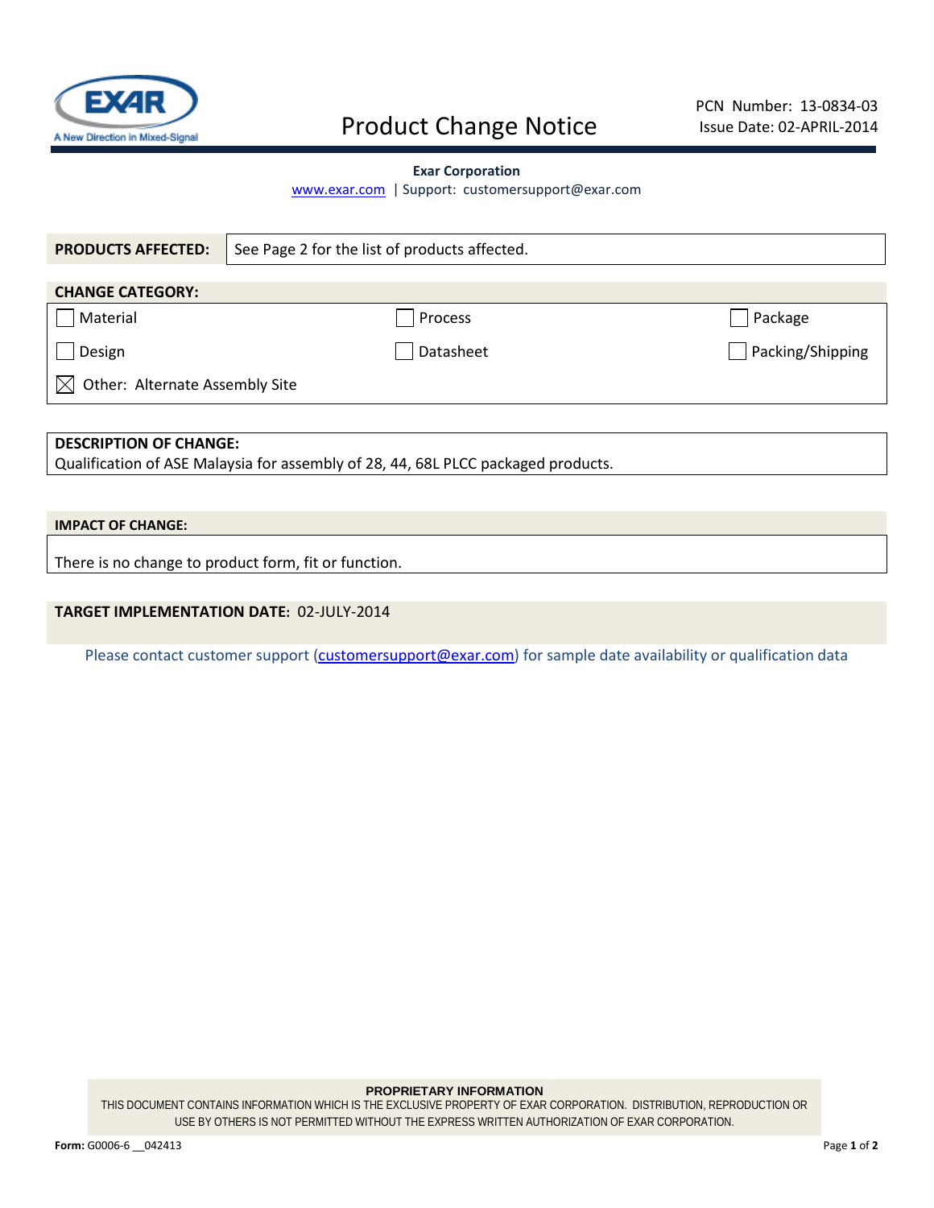# Product Change Notice

PCN Number: 13-0834-03
Issue Date: 02-APRIL-2014

**Exar Corporation**
www.exar.com | Support: customersupport@exar.com

| **PRODUCTS AFFECTED:** | See Page 2 for the list of products affected. |
|---|---|

**CHANGE CATEGORY:**

| | | |
|---|---|---|
| ☐ Material | ☐ Process | ☐ Package |
| ☐ Design | ☐ Datasheet | ☐ Packing/Shipping |
| ☒ Other: Alternate Assembly Site | | |

**DESCRIPTION OF CHANGE:**
Qualification of ASE Malaysia for assembly of 28, 44, 68L PLCC packaged products.

**IMPACT OF CHANGE:**

There is no change to product form, fit or function.

**TARGET IMPLEMENTATION DATE:** 02-JULY-2014

Please contact customer support (customersupport@exar.com) for sample date availability or qualification data

**PROPRIETARY INFORMATION**
THIS DOCUMENT CONTAINS INFORMATION WHICH IS THE EXCLUSIVE PROPERTY OF EXAR CORPORATION. DISTRIBUTION, REPRODUCTION OR USE BY OTHERS IS NOT PERMITTED WITHOUT THE EXPRESS WRITTEN AUTHORIZATION OF EXAR CORPORATION.

**Form:** G0006-6 __042413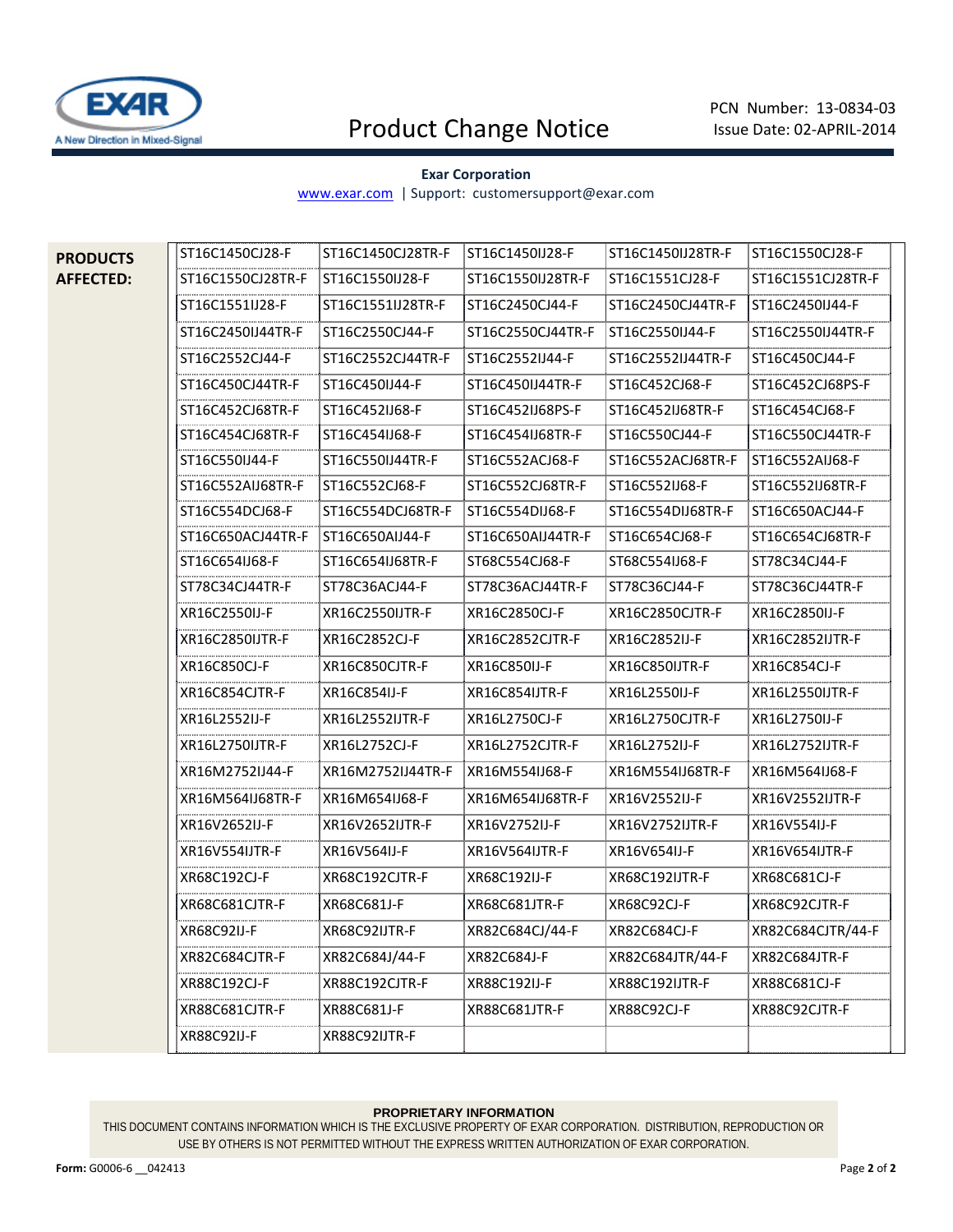Product Change Notice

PCN Number: 13-0834-03
Issue Date: 02-APRIL-2014

**Exar Corporation**
www.exar.com | Support: customersupport@exar.com

**PRODUCTS AFFECTED:**

| | | | | |
|---|---|---|---|---|
| ST16C1450CJ28-F | ST16C1450CJ28TR-F | ST16C1450IJ28-F | ST16C1450IJ28TR-F | ST16C1550CJ28-F |
| ST16C1550CJ28TR-F | ST16C1550IJ28-F | ST16C1550IJ28TR-F | ST16C1551CJ28-F | ST16C1551CJ28TR-F |
| ST16C1551IJ28-F | ST16C1551IJ28TR-F | ST16C2450CJ44-F | ST16C2450CJ44TR-F | ST16C2450IJ44-F |
| ST16C2450IJ44TR-F | ST16C2550CJ44-F | ST16C2550CJ44TR-F | ST16C2550IJ44-F | ST16C2550IJ44TR-F |
| ST16C2552CJ44-F | ST16C2552CJ44TR-F | ST16C2552IJ44-F | ST16C2552IJ44TR-F | ST16C450CJ44-F |
| ST16C450CJ44TR-F | ST16C450IJ44-F | ST16C450IJ44TR-F | ST16C452CJ68-F | ST16C452CJ68PS-F |
| ST16C452CJ68TR-F | ST16C452IJ68-F | ST16C452IJ68PS-F | ST16C452IJ68TR-F | ST16C454CJ68-F |
| ST16C454CJ68TR-F | ST16C454IJ68-F | ST16C454IJ68TR-F | ST16C550CJ44-F | ST16C550CJ44TR-F |
| ST16C550IJ44-F | ST16C550IJ44TR-F | ST16C552ACJ68-F | ST16C552ACJ68TR-F | ST16C552AIJ68-F |
| ST16C552AIJ68TR-F | ST16C552CJ68-F | ST16C552CJ68TR-F | ST16C552IJ68-F | ST16C552IJ68TR-F |
| ST16C554DCJ68-F | ST16C554DCJ68TR-F | ST16C554DIJ68-F | ST16C554DIJ68TR-F | ST16C650ACJ44-F |
| ST16C650ACJ44TR-F | ST16C650AIJ44-F | ST16C650AIJ44TR-F | ST16C654CJ68-F | ST16C654CJ68TR-F |
| ST16C654IJ68-F | ST16C654IJ68TR-F | ST68C554CJ68-F | ST68C554IJ68-F | ST78C34CJ44-F |
| ST78C34CJ44TR-F | ST78C36ACJ44-F | ST78C36ACJ44TR-F | ST78C36CJ44-F | ST78C36CJ44TR-F |
| XR16C2550IJ-F | XR16C2550IJTR-F | XR16C2850CJ-F | XR16C2850CJTR-F | XR16C2850IJ-F |
| XR16C2850IJTR-F | XR16C2852CJ-F | XR16C2852CJTR-F | XR16C2852IJ-F | XR16C2852IJTR-F |
| XR16C850CJ-F | XR16C850CJTR-F | XR16C850IJ-F | XR16C850IJTR-F | XR16C854CJ-F |
| XR16C854CJTR-F | XR16C854IJ-F | XR16C854IJTR-F | XR16L2550IJ-F | XR16L2550IJTR-F |
| XR16L2552IJ-F | XR16L2552IJTR-F | XR16L2750CJ-F | XR16L2750CJTR-F | XR16L2750IJ-F |
| XR16L2750IJTR-F | XR16L2752CJ-F | XR16L2752CJTR-F | XR16L2752IJ-F | XR16L2752IJTR-F |
| XR16M2752IJ44-F | XR16M2752IJ44TR-F | XR16M554IJ68-F | XR16M554IJ68TR-F | XR16M564IJ68-F |
| XR16M564IJ68TR-F | XR16M654IJ68-F | XR16M654IJ68TR-F | XR16V2552IJ-F | XR16V2552IJTR-F |
| XR16V2652IJ-F | XR16V2652IJTR-F | XR16V2752IJ-F | XR16V2752IJTR-F | XR16V554IJ-F |
| XR16V554IJTR-F | XR16V564IJ-F | XR16V564IJTR-F | XR16V654IJ-F | XR16V654IJTR-F |
| XR68C192CJ-F | XR68C192CJTR-F | XR68C192IJ-F | XR68C192IJTR-F | XR68C681CJ-F |
| XR68C681CJTR-F | XR68C681J-F | XR68C681JTR-F | XR68C92CJ-F | XR68C92CJTR-F |
| XR68C92IJ-F | XR68C92IJTR-F | XR82C684CJ/44-F | XR82C684CJ-F | XR82C684CJTR/44-F |
| XR82C684CJTR-F | XR82C684J/44-F | XR82C684J-F | XR82C684JTR/44-F | XR82C684JTR-F |
| XR88C192CJ-F | XR88C192CJTR-F | XR88C192IJ-F | XR88C192IJTR-F | XR88C681CJ-F |
| XR88C681CJTR-F | XR88C681J-F | XR88C681JTR-F | XR88C92CJ-F | XR88C92CJTR-F |
| XR88C92IJ-F | XR88C92IJTR-F | | | |

**PROPRIETARY INFORMATION**
THIS DOCUMENT CONTAINS INFORMATION WHICH IS THE EXCLUSIVE PROPERTY OF EXAR CORPORATION. DISTRIBUTION, REPRODUCTION OR USE BY OTHERS IS NOT PERMITTED WITHOUT THE EXPRESS WRITTEN AUTHORIZATION OF EXAR CORPORATION.

**Form:** G0006-6 __042413